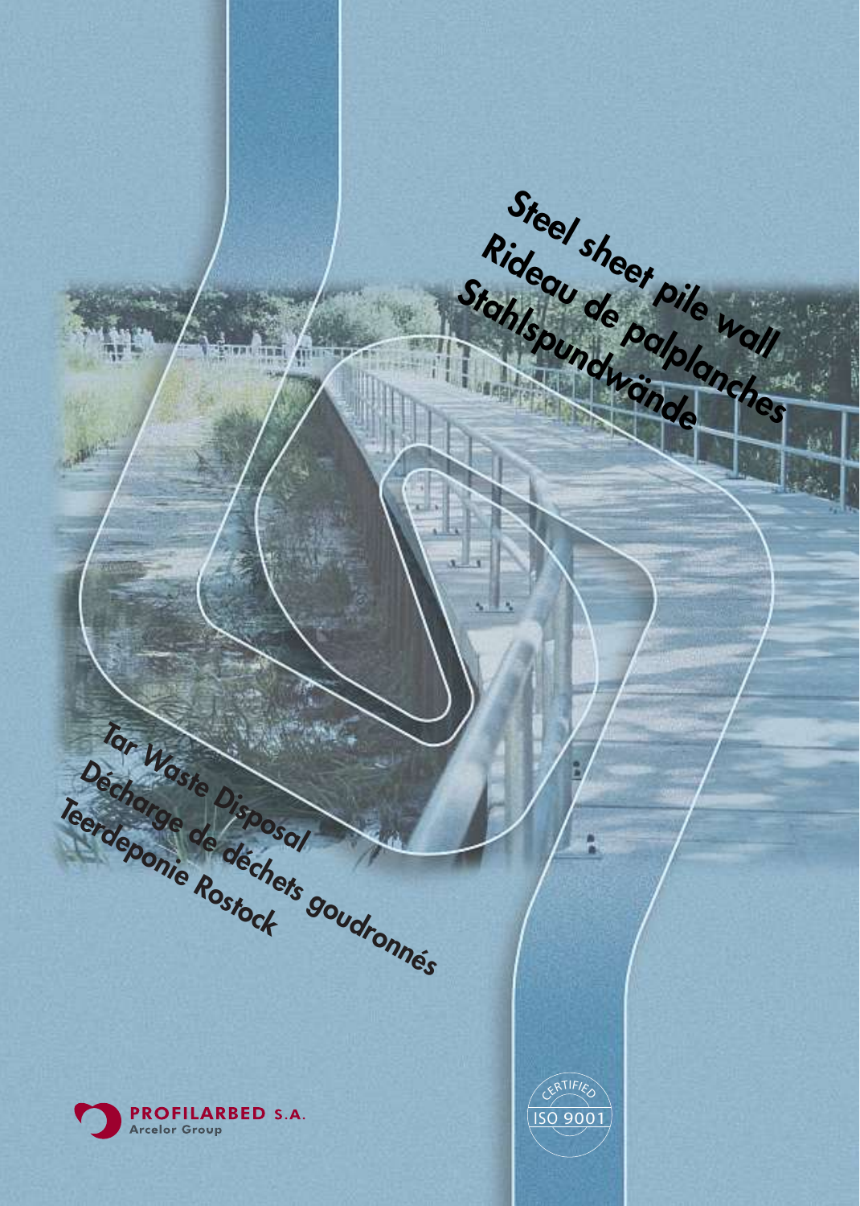# Steel sheet pile wall
# Rideau de palplanches
# Stahlspundwände

## Tar Waste Disposal
## Décharge de déchets goudronnés
## Teerdeponie Rostock

PROFILARBED S.A.
Arcelor Group

CERTIFIED ISO 9001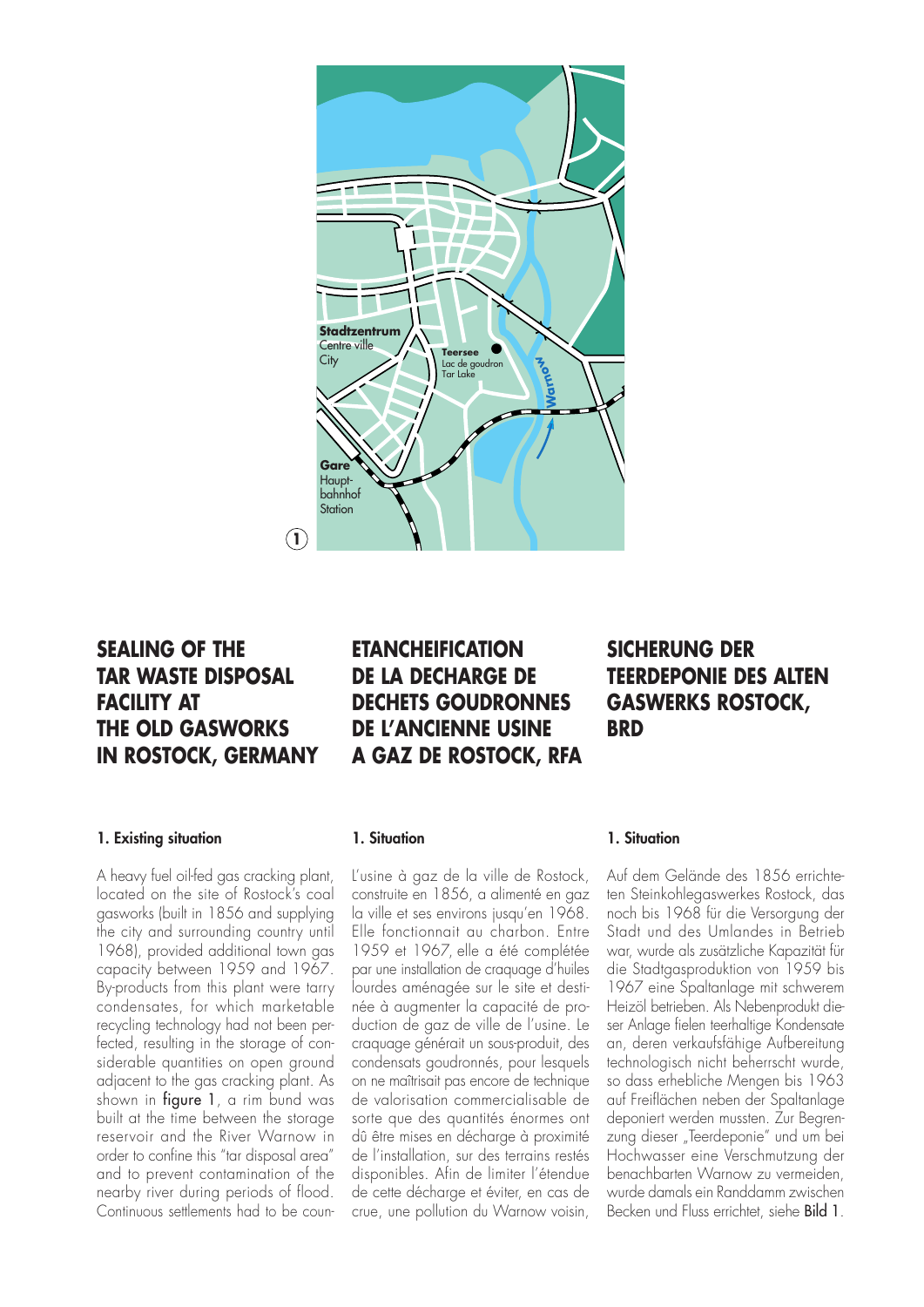Stadtzentrum
Centre ville
City

Teersee
Lac de goudron
Tar Lake

Warnow

Gare
Haupt-
bahnhof
Station

1

# SEALING OF THE TAR WASTE DISPOSAL FACILITY AT THE OLD GASWORKS IN ROSTOCK, GERMANY

## 1. Existing situation

A heavy fuel oil-fed gas cracking plant, located on the site of Rostock's coal gasworks (built in 1856 and supplying the city and surrounding country until 1968), provided additional town gas capacity between 1959 and 1967. By-products from this plant were tarry condensates, for which marketable recycling technology had not been perfected, resulting in the storage of considerable quantities on open ground adjacent to the gas cracking plant. As shown in figure 1, a rim bund was built at the time between the storage reservoir and the River Warnow in order to confine this "tar disposal area" and to prevent contamination of the nearby river during periods of flood. Continuous settlements had to be coun-

# ETANCHEIFICATION DE LA DECHARGE DE DECHETS GOUDRONNES DE L'ANCIENNE USINE A GAZ DE ROSTOCK, RFA

## 1. Situation

L'usine à gaz de la ville de Rostock, construite en 1856, a alimenté en gaz la ville et ses environs jusqu'en 1968. Elle fonctionnait au charbon. Entre 1959 et 1967, elle a été complétée par une installation de craquage d'huiles lourdes aménagée sur le site et destinée à augmenter la capacité de production de gaz de ville de l'usine. Le craquage générait un sous-produit, des condensats goudronnés, pour lesquels on ne maîtrisait pas encore de technique de valorisation commercialisable de sorte que des quantités énormes ont dû être mises en décharge à proximité de l'installation, sur des terrains restés disponibles. Afin de limiter l'étendue de cette décharge et éviter, en cas de crue, une pollution du Warnow voisin,

# SICHERUNG DER TEERDEPONIE DES ALTEN GASWERKS ROSTOCK, BRD

## 1. Situation

Auf dem Gelände des 1856 errichteten Steinkohlegaswerkes Rostock, das noch bis 1968 für die Versorgung der Stadt und des Umlandes in Betrieb war, wurde als zusätzliche Kapazität für die Stadtgasproduktion von 1959 bis 1967 eine Spaltanlage mit schwerem Heizöl betrieben. Als Nebenprodukt dieser Anlage fielen teerhaltige Kondensate an, deren verkaufsfähige Aufbereitung technologisch nicht beherrscht wurde, so dass erhebliche Mengen bis 1963 auf Freiflächen neben der Spaltanlage deponiert werden mussten. Zur Begrenzung dieser „Teerdeponie" und um bei Hochwasser eine Verschmutzung der benachbarten Warnow zu vermeiden, wurde damals ein Randdamm zwischen Becken und Fluss errichtet, siehe Bild 1.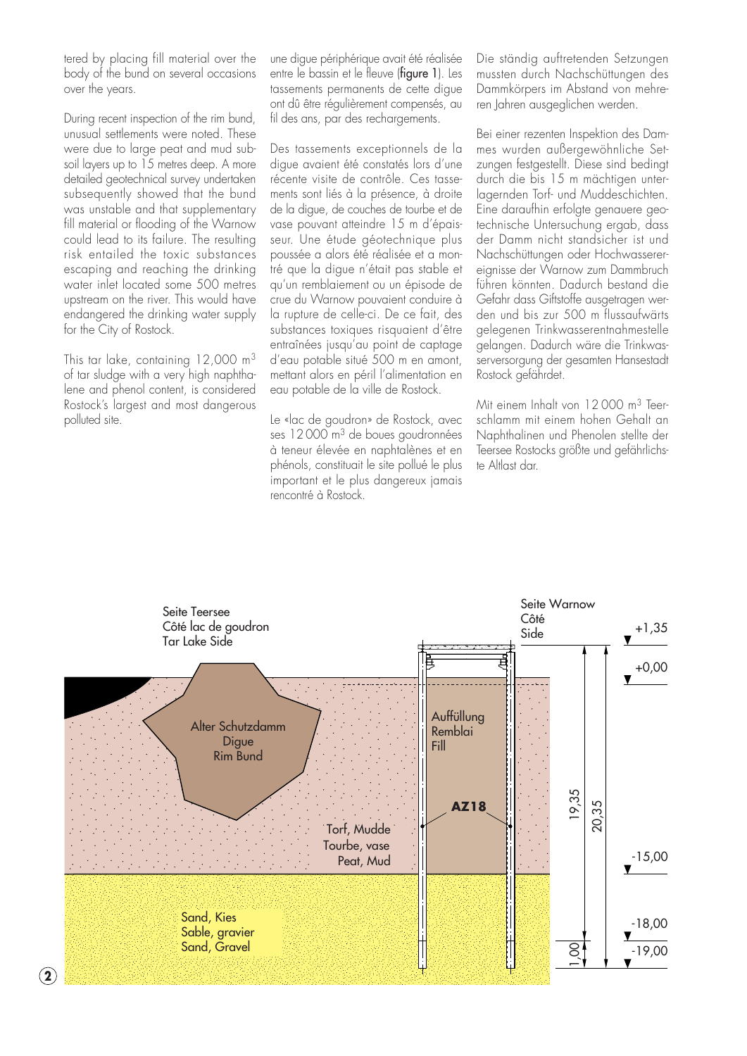tered by placing fill material over the body of the bund on several occasions over the years.

During recent inspection of the rim bund, unusual settlements were noted. These were due to large peat and mud subsoil layers up to 15 metres deep. A more detailed geotechnical survey undertaken subsequently showed that the bund was unstable and that supplementary fill material or flooding of the Warnow could lead to its failure. The resulting risk entailed the toxic substances escaping and reaching the drinking water inlet located some 500 metres upstream on the river. This would have endangered the drinking water supply for the City of Rostock.

This tar lake, containing 12,000 m³ of tar sludge with a very high naphthalene and phenol content, is considered Rostock's largest and most dangerous polluted site.

une digue périphérique avait été réalisée entre le bassin et le fleuve (**figure 1**). Les tassements permanents de cette digue ont dû être régulièrement compensés, au fil des ans, par des rechargements.

Des tassements exceptionnels de la digue avaient été constatés lors d'une récente visite de contrôle. Ces tassements sont liés à la présence, à droite de la digue, de couches de tourbe et de vase pouvant atteindre 15 m d'épaisseur. Une étude géotechnique plus poussée a alors été réalisée et a montré que la digue n'était pas stable et qu'un remblaiement ou un épisode de crue du Warnow pouvaient conduire à la rupture de celle-ci. De ce fait, des substances toxiques risquaient d'être entraînées jusqu'au point de captage d'eau potable situé 500 m en amont, mettant alors en péril l'alimentation en eau potable de la ville de Rostock.

Le «lac de goudron» de Rostock, avec ses 12 000 m³ de boues goudronnées à teneur élevée en naphtalènes et en phénols, constituait le site pollué le plus important et le plus dangereux jamais rencontré à Rostock.

Die ständig auftretenden Setzungen mussten durch Nachschüttungen des Dammkörpers im Abstand von mehreren Jahren ausgeglichen werden.

Bei einer rezenten Inspektion des Dammes wurden außergewöhnliche Setzungen festgestellt. Diese sind bedingt durch die bis 15 m mächtigen unterlagernden Torf- und Muddeschichten. Eine daraufhin erfolgte genauere geotechnische Untersuchung ergab, dass der Damm nicht standsicher ist und Nachschüttungen oder Hochwasserereignisse der Warnow zum Dammbruch führen könnten. Dadurch bestand die Gefahr dass Giftstoffe ausgetragen werden und bis zur 500 m flussaufwärts gelegenen Trinkwasserentnahmestelle gelangen. Dadurch wäre die Trinkwasserversorgung der gesamten Hansestadt Rostock gefährdet.

Mit einem Inhalt von 12 000 m³ Teerschlamm mit einem hohen Gehalt an Naphthalinen und Phenolen stellte der Teersee Rostocks größte und gefährlichste Altlast dar.

Seite Teersee
Côté lac de goudron
Tar Lake Side

Seite Warnow
Côté
Side

Alter Schutzdamm
Digue
Rim Bund

Auffüllung
Remblai
Fill

AZ18

Torf, Mudde
Tourbe, vase
Peat, Mud

Sand, Kies
Sable, gravier
Sand, Gravel

+1,35 / +0,00 / -15,00 / -18,00 / -19,00

19,35 / 20,35 / 1,00

**2**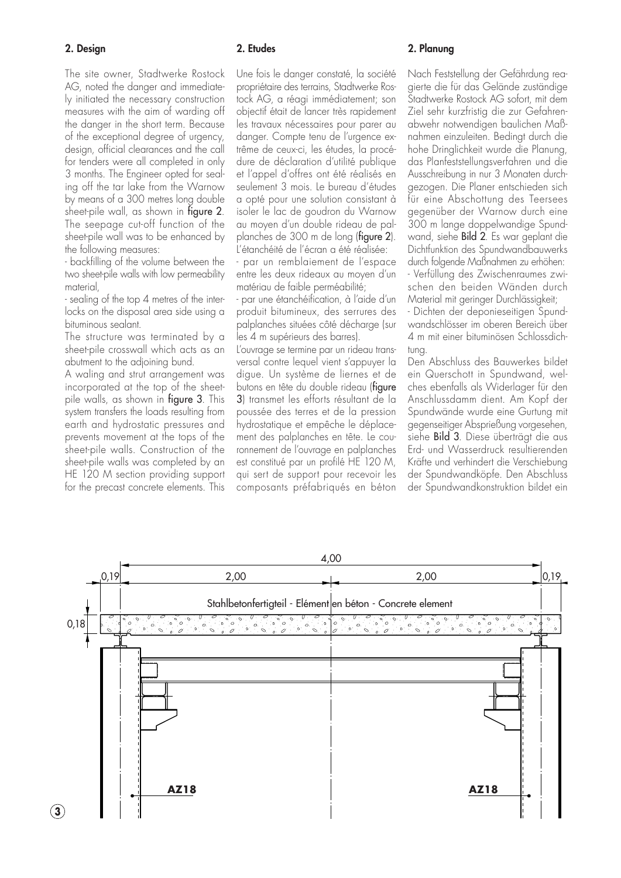## 2. Design

The site owner, Stadtwerke Rostock AG, noted the danger and immediately initiated the necessary construction measures with the aim of warding off the danger in the short term. Because of the exceptional degree of urgency, design, official clearances and the call for tenders were all completed in only 3 months. The Engineer opted for sealing off the tar lake from the Warnow by means of a 300 metres long double sheet-pile wall, as shown in **figure 2**. The seepage cut-off function of the sheet-pile wall was to be enhanced by the following measures:

- backfilling of the volume between the two sheet-pile walls with low permeability material,
- sealing of the top 4 metres of the interlocks on the disposal area side using a bituminous sealant.

The structure was terminated by a sheet-pile crosswall which acts as an abutment to the adjoining bund.

A waling and strut arrangement was incorporated at the top of the sheet-pile walls, as shown in **figure 3**. This system transfers the loads resulting from earth and hydrostatic pressures and prevents movement at the tops of the sheet-pile walls. Construction of the sheet-pile walls was completed by an HE 120 M section providing support for the precast concrete elements. This

## 2. Etudes

Une fois le danger constaté, la société propriétaire des terrains, Stadtwerke Rostock AG, a réagi immédiatement; son objectif était de lancer très rapidement les travaux nécessaires pour parer au danger. Compte tenu de l'urgence extrême de ceux-ci, les études, la procédure de déclaration d'utilité publique et l'appel d'offres ont été réalisés en seulement 3 mois. Le bureau d'études a opté pour une solution consistant à isoler le lac de goudron du Warnow au moyen d'un double rideau de palplanches de 300 m de long (**figure 2**). L'étanchéité de l'écran a été réalisée:

- par un remblaiement de l'espace entre les deux rideaux au moyen d'un matériau de faible perméabilité;
- par une étanchéification, à l'aide d'un produit bitumineux, des serrures des palplanches situées côté décharge (sur les 4 m supérieurs des barres).

L'ouvrage se termine par un rideau transversal contre lequel vient s'appuyer la digue. Un système de liernes et de butons en tête du double rideau (**figure 3**) transmet les efforts résultant de la poussée des terres et de la pression hydrostatique et empêche le déplacement des palplanches en tête. Le couronnement de l'ouvrage en palplanches est constitué par un profilé HE 120 M, qui sert de support pour recevoir les composants préfabriqués en béton

## 2. Planung

Nach Feststellung der Gefährdung reagierte die für das Gelände zuständige Stadtwerke Rostock AG sofort, mit dem Ziel sehr kurzfristig die zur Gefahrenabwehr notwendigen baulichen Maßnahmen einzuleiten. Bedingt durch die hohe Dringlichkeit wurde die Planung, das Planfeststellungsverfahren und die Ausschreibung in nur 3 Monaten durchgezogen. Die Planer entschieden sich für eine Abschottung des Teersees gegenüber der Warnow durch eine 300 m lange doppelwandige Spundwand, siehe **Bild 2**. Es war geplant die Dichtfunktion des Spundwandbauwerks durch folgende Maßnahmen zu erhöhen:

- Verfüllung des Zwischenraumes zwischen den beiden Wänden durch Material mit geringer Durchlässigkeit;
- Dichten der deponieseitigen Spundwandschlösser im oberen Bereich über 4 m mit einer bituminösen Schlossdichtung.

Den Abschluss des Bauwerkes bildet ein Querschott in Spundwand, welches ebenfalls als Widerlager für den Anschlussdamm dient. Am Kopf der Spundwände wurde eine Gurtung mit gegenseitiger Absprießung vorgesehen, siehe **Bild 3**. Diese überträgt die aus Erd- und Wasserdruck resultierenden Kräfte und verhindert die Verschiebung der Spundwandköpfe. Den Abschluss der Spundwandkonstruktion bildet ein

4,00 | 0,19 | 2,00 | 2,00 | 0,19 | 0,18

Stahlbetonfertigteil - Elément en béton - Concrete element

AZ18 | AZ18

3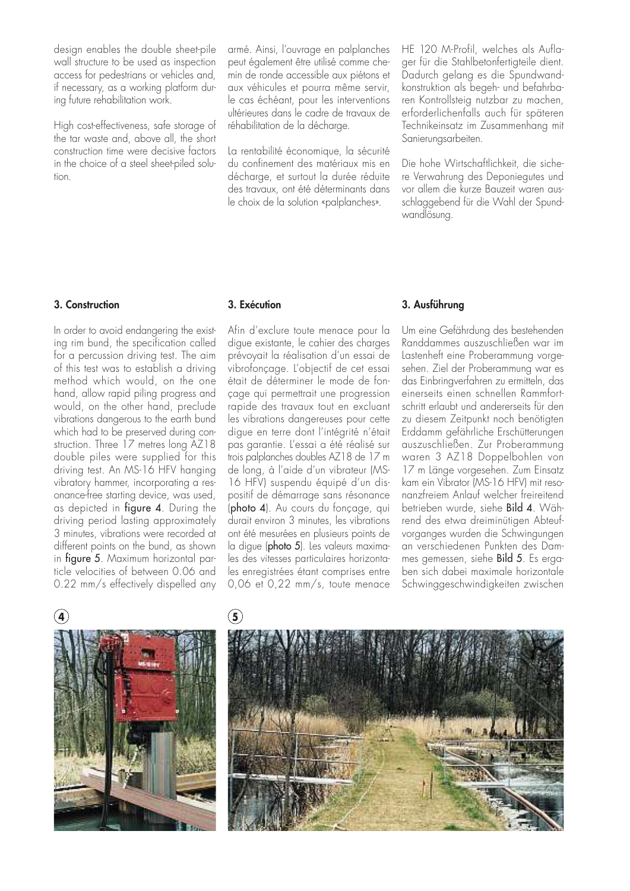design enables the double sheet-pile wall structure to be used as inspection access for pedestrians or vehicles and, if necessary, as a working platform during future rehabilitation work.

High cost-effectiveness, safe storage of the tar waste and, above all, the short construction time were decisive factors in the choice of a steel sheet-piled solution.

armé. Ainsi, l'ouvrage en palplanches peut également être utilisé comme chemin de ronde accessible aux piétons et aux véhicules et pourra même servir, le cas échéant, pour les interventions ultérieures dans le cadre de travaux de réhabilitation de la décharge.

La rentabilité économique, la sécurité du confinement des matériaux mis en décharge, et surtout la durée réduite des travaux, ont été déterminants dans le choix de la solution «palplanches».

HE 120 M-Profil, welches als Auflager für die Stahlbetonfertigteile dient. Dadurch gelang es die Spundwandkonstruktion als begeh- und befahrbaren Kontrollsteig nutzbar zu machen, erforderlichenfalls auch für späteren Technikeinsatz im Zusammenhang mit Sanierungsarbeiten.

Die hohe Wirtschaftlichkeit, die sichere Verwahrung des Deponiegutes und vor allem die kurze Bauzeit waren ausschlaggebend für die Wahl der Spundwandlösung.

## 3. Construction

In order to avoid endangering the existing rim bund, the specification called for a percussion driving test. The aim of this test was to establish a driving method which would, on the one hand, allow rapid piling progress and would, on the other hand, preclude vibrations dangerous to the earth bund which had to be preserved during construction. Three 17 metres long AZ18 double piles were supplied for this driving test. An MS-16 HFV hanging vibratory hammer, incorporating a resonance-free starting device, was used, as depicted in **figure 4**. During the driving period lasting approximately 3 minutes, vibrations were recorded at different points on the bund, as shown in **figure 5**. Maximum horizontal particle velocities of between 0.06 and 0.22 mm/s effectively dispelled any

## 3. Exécution

Afin d'exclure toute menace pour la digue existante, le cahier des charges prévoyait la réalisation d'un essai de vibrofonçage. L'objectif de cet essai était de déterminer le mode de fonçage qui permettrait une progression rapide des travaux tout en excluant les vibrations dangereuses pour cette digue en terre dont l'intégrité n'était pas garantie. L'essai a été réalisé sur trois palplanches doubles AZ18 de 17 m de long, à l'aide d'un vibrateur (MS-16 HFV) suspendu équipé d'un dispositif de démarrage sans résonance (**photo 4**). Au cours du fonçage, qui durait environ 3 minutes, les vibrations ont été mesurées en plusieurs points de la digue (**photo 5**). Les valeurs maximales des vitesses particulaires horizontales enregistrées étant comprises entre 0,06 et 0,22 mm/s, toute menace

## 3. Ausführung

Um eine Gefährdung des bestehenden Randdammes auszuschließen war im Lastenheft eine Proberammung vorgesehen. Ziel der Proberammung war es das Einbringverfahren zu ermitteln, das einerseits einen schnellen Rammfortschritt erlaubt und andererseits für den zu diesem Zeitpunkt noch benötigten Erddamm gefährliche Erschütterungen auszuschließen. Zur Proberammung waren 3 AZ18 Doppelbohlen von 17 m Länge vorgesehen. Zum Einsatz kam ein Vibrator (MS-16 HFV) mit resonanzfreiem Anlauf welcher freireitend betrieben wurde, siehe **Bild 4**. Während des etwa dreiminütigen Abteufvorganges wurden die Schwingungen an verschiedenen Punkten des Dammes gemessen, siehe **Bild 5**. Es ergaben sich dabei maximale horizontale Schwinggeschwindigkeiten zwischen

(4)

(5)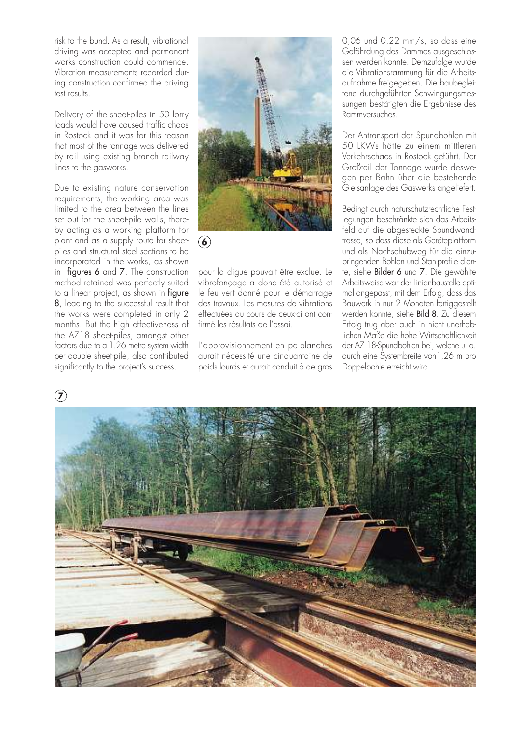risk to the bund. As a result, vibrational driving was accepted and permanent works construction could commence. Vibration measurements recorded during construction confirmed the driving test results.

Delivery of the sheet-piles in 50 lorry loads would have caused traffic chaos in Rostock and it was for this reason that most of the tonnage was delivered by rail using existing branch railway lines to the gasworks.

Due to existing nature conservation requirements, the working area was limited to the area between the lines set out for the sheet-pile walls, thereby acting as a working platform for plant and as a supply route for sheet-piles and structural steel sections to be incorporated in the works, as shown in **figures 6** and **7**. The construction method retained was perfectly suited to a linear project, as shown in **figure 8**, leading to the successful result that the works were completed in only 2 months. But the high effectiveness of the AZ18 sheet-piles, amongst other factors due to a 1.26 metre system width per double sheet-pile, also contributed significantly to the project's success.

6

pour la digue pouvait être exclue. Le vibrofonçage a donc été autorisé et le feu vert donné pour le démarrage des travaux. Les mesures de vibrations effectuées au cours de ceux-ci ont confirmé les résultats de l'essai.

L'approvisionnement en palplanches aurait nécessité une cinquantaine de poids lourds et aurait conduit à de gros

0,06 und 0,22 mm/s, so dass eine Gefährdung des Dammes ausgeschlossen werden konnte. Demzufolge wurde die Vibrationsrammung für die Arbeitsaufnahme freigegeben. Die baubegleitend durchgeführten Schwingungsmessungen bestätigten die Ergebnisse des Rammversuches.

Der Antransport der Spundbohlen mit 50 LKWs hätte zu einem mittleren Verkehrschaos in Rostock geführt. Der Großteil der Tonnage wurde deswegen per Bahn über die bestehende Gleisanlage des Gaswerks angeliefert.

Bedingt durch naturschutzrechtliche Festlegungen beschränkte sich das Arbeitsfeld auf die abgesteckte Spundwandtrasse, so dass diese als Geräteplattform und als Nachschubweg für die einzubringenden Bohlen und Stahlprofile diente, siehe **Bilder 6** und **7**. Die gewählte Arbeitsweise war der Linienbaustelle optimal angepasst, mit dem Erfolg, dass das Bauwerk in nur 2 Monaten fertiggestellt werden konnte, siehe **Bild 8**. Zu diesem Erfolg trug aber auch in nicht unerheblichen Maße die hohe Wirtschaftlichkeit der AZ 18-Spundbohlen bei, welche u. a. durch eine Systembreite von1,26 m pro Doppelbohle erreicht wird.

7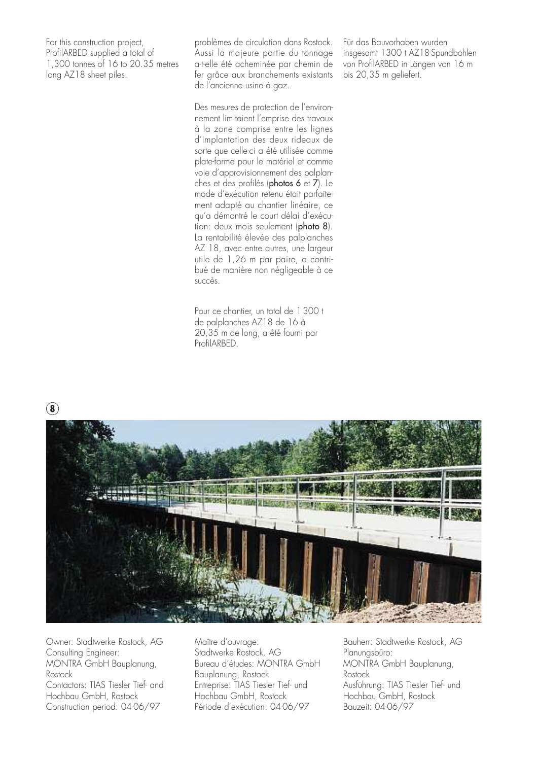For this construction project, ProfilARBED supplied a total of 1,300 tonnes of 16 to 20.35 metres long AZ18 sheet piles.

problèmes de circulation dans Rostock. Aussi la majeure partie du tonnage a-t-elle été acheminée par chemin de fer grâce aux branchements existants de l'ancienne usine à gaz.

Des mesures de protection de l'environnement limitaient l'emprise des travaux à la zone comprise entre les lignes d'implantation des deux rideaux de sorte que celle-ci a été utilisée comme plate-forme pour le matériel et comme voie d'approvisionnement des palplanches et des profilés (**photos 6** et **7**). Le mode d'exécution retenu était parfaitement adapté au chantier linéaire, ce qu'a démontré le court délai d'exécution: deux mois seulement (**photo 8**). La rentabilité élevée des palplanches AZ 18, avec entre autres, une largeur utile de 1,26 m par paire, a contribué de manière non négligeable à ce succès.

Pour ce chantier, un total de 1 300 t de palplanches AZ18 de 16 à 20,35 m de long, a été fourni par ProfilARBED.

Für das Bauvorhaben wurden insgesamt 1300 t AZ18-Spundbohlen von ProfilARBED in Längen von 16 m bis 20,35 m geliefert.

**8**

Owner: Stadtwerke Rostock, AG
Consulting Engineer: MONTRA GmbH Bauplanung, Rostock
Contactors: TIAS Tiesler Tief- and Hochbau GmbH, Rostock
Construction period: 04-06/97

Maître d'ouvrage: Stadtwerke Rostock, AG
Bureau d'études: MONTRA GmbH Bauplanung, Rostock
Entreprise: TIAS Tiesler Tief- und Hochbau GmbH, Rostock
Période d'exécution: 04-06/97

Bauherr: Stadtwerke Rostock, AG
Planungsbüro: MONTRA GmbH Bauplanung, Rostock
Ausführung: TIAS Tiesler Tief- und Hochbau GmbH, Rostock
Bauzeit: 04-06/97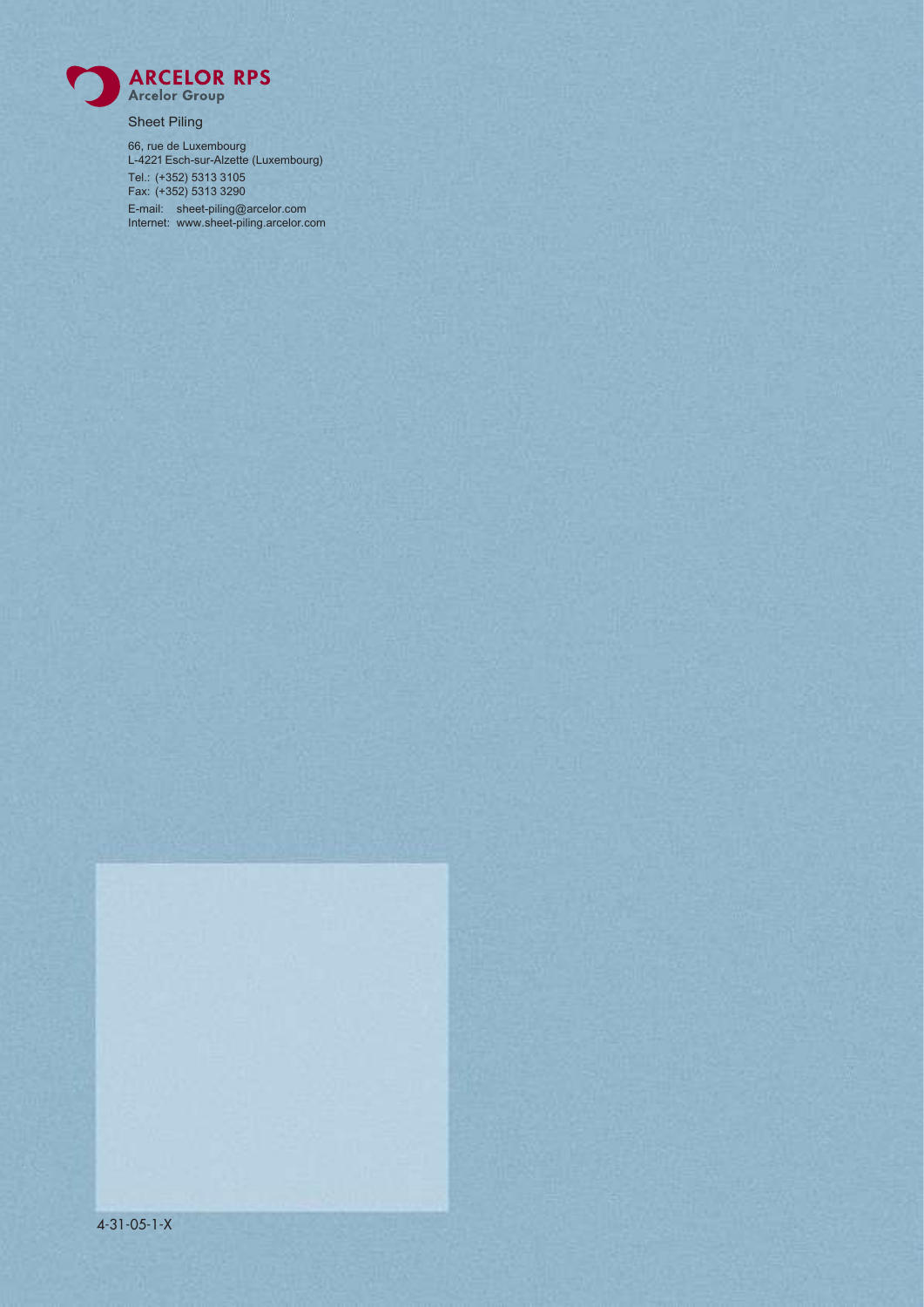**ARCELOR RPS**
Arcelor Group

Sheet Piling

66, rue de Luxembourg
L-4221 Esch-sur-Alzette (Luxembourg)
Tel.: (+352) 5313 3105
Fax: (+352) 5313 3290
E-mail: sheet-piling@arcelor.com
Internet: www.sheet-piling.arcelor.com

4-31-05-1-X